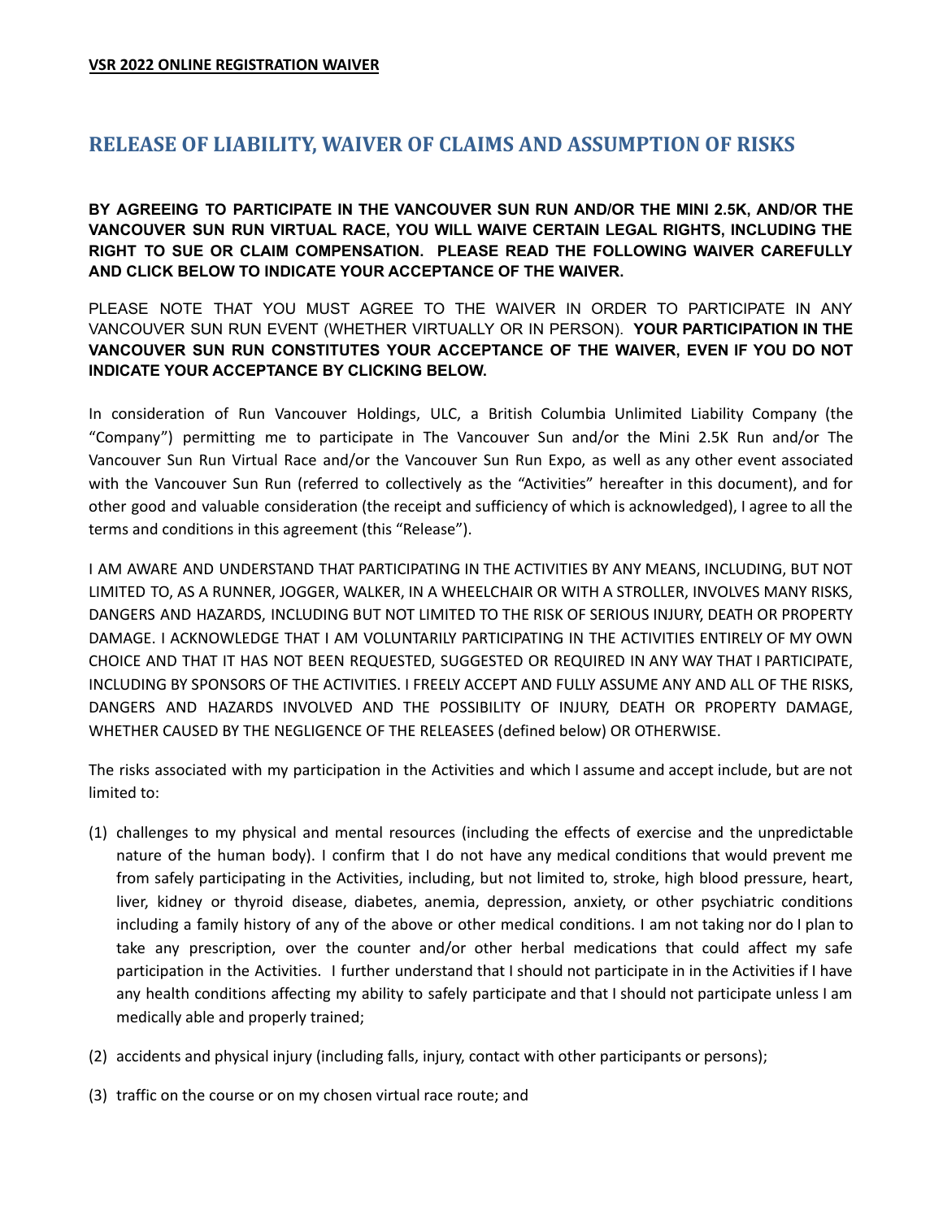**VSR 2022 ONLINE REGISTRATION WAIVER**

## RELEASE OF LIABILITY, WAIVER OF CLAIMS AND ASSUMPTION OF RISKS

**BY AGREEING TO PARTICIPATE IN THE VANCOUVER SUN RUN AND/OR THE MINI 2.5K, AND/OR THE VANCOUVER SUN RUN VIRTUAL RACE, YOU WILL WAIVE CERTAIN LEGAL RIGHTS, INCLUDING THE RIGHT TO SUE OR CLAIM COMPENSATION. PLEASE READ THE FOLLOWING WAIVER CAREFULLY AND CLICK BELOW TO INDICATE YOUR ACCEPTANCE OF THE WAIVER.**

PLEASE NOTE THAT YOU MUST AGREE TO THE WAIVER IN ORDER TO PARTICIPATE IN ANY VANCOUVER SUN RUN EVENT (WHETHER VIRTUALLY OR IN PERSON). **YOUR PARTICIPATION IN THE VANCOUVER SUN RUN CONSTITUTES YOUR ACCEPTANCE OF THE WAIVER, EVEN IF YOU DO NOT INDICATE YOUR ACCEPTANCE BY CLICKING BELOW.**

In consideration of Run Vancouver Holdings, ULC, a British Columbia Unlimited Liability Company (the "Company") permitting me to participate in The Vancouver Sun and/or the Mini 2.5K Run and/or The Vancouver Sun Run Virtual Race and/or the Vancouver Sun Run Expo, as well as any other event associated with the Vancouver Sun Run (referred to collectively as the "Activities" hereafter in this document), and for other good and valuable consideration (the receipt and sufficiency of which is acknowledged), I agree to all the terms and conditions in this agreement (this "Release").

I AM AWARE AND UNDERSTAND THAT PARTICIPATING IN THE ACTIVITIES BY ANY MEANS, INCLUDING, BUT NOT LIMITED TO, AS A RUNNER, JOGGER, WALKER, IN A WHEELCHAIR OR WITH A STROLLER, INVOLVES MANY RISKS, DANGERS AND HAZARDS, INCLUDING BUT NOT LIMITED TO THE RISK OF SERIOUS INJURY, DEATH OR PROPERTY DAMAGE. I ACKNOWLEDGE THAT I AM VOLUNTARILY PARTICIPATING IN THE ACTIVITIES ENTIRELY OF MY OWN CHOICE AND THAT IT HAS NOT BEEN REQUESTED, SUGGESTED OR REQUIRED IN ANY WAY THAT I PARTICIPATE, INCLUDING BY SPONSORS OF THE ACTIVITIES. I FREELY ACCEPT AND FULLY ASSUME ANY AND ALL OF THE RISKS, DANGERS AND HAZARDS INVOLVED AND THE POSSIBILITY OF INJURY, DEATH OR PROPERTY DAMAGE, WHETHER CAUSED BY THE NEGLIGENCE OF THE RELEASEES (defined below) OR OTHERWISE.

The risks associated with my participation in the Activities and which I assume and accept include, but are not limited to:

(1) challenges to my physical and mental resources (including the effects of exercise and the unpredictable nature of the human body). I confirm that I do not have any medical conditions that would prevent me from safely participating in the Activities, including, but not limited to, stroke, high blood pressure, heart, liver, kidney or thyroid disease, diabetes, anemia, depression, anxiety, or other psychiatric conditions including a family history of any of the above or other medical conditions. I am not taking nor do I plan to take any prescription, over the counter and/or other herbal medications that could affect my safe participation in the Activities. I further understand that I should not participate in in the Activities if I have any health conditions affecting my ability to safely participate and that I should not participate unless I am medically able and properly trained;

(2) accidents and physical injury (including falls, injury, contact with other participants or persons);

(3) traffic on the course or on my chosen virtual race route; and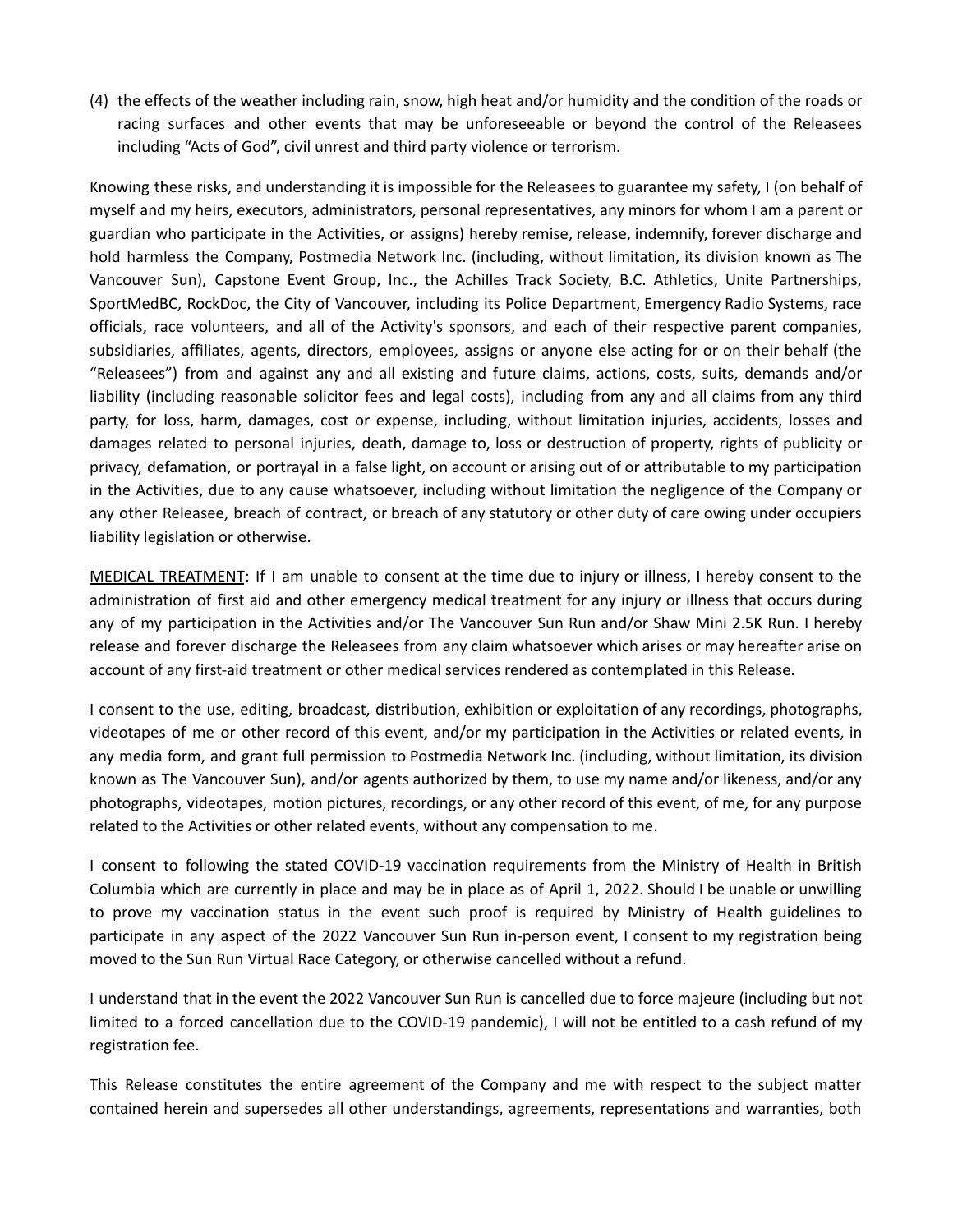(4) the effects of the weather including rain, snow, high heat and/or humidity and the condition of the roads or racing surfaces and other events that may be unforeseeable or beyond the control of the Releasees including "Acts of God", civil unrest and third party violence or terrorism.

Knowing these risks, and understanding it is impossible for the Releasees to guarantee my safety, I (on behalf of myself and my heirs, executors, administrators, personal representatives, any minors for whom I am a parent or guardian who participate in the Activities, or assigns) hereby remise, release, indemnify, forever discharge and hold harmless the Company, Postmedia Network Inc. (including, without limitation, its division known as The Vancouver Sun), Capstone Event Group, Inc., the Achilles Track Society, B.C. Athletics, Unite Partnerships, SportMedBC, RockDoc, the City of Vancouver, including its Police Department, Emergency Radio Systems, race officials, race volunteers, and all of the Activity's sponsors, and each of their respective parent companies, subsidiaries, affiliates, agents, directors, employees, assigns or anyone else acting for or on their behalf (the "Releasees") from and against any and all existing and future claims, actions, costs, suits, demands and/or liability (including reasonable solicitor fees and legal costs), including from any and all claims from any third party, for loss, harm, damages, cost or expense, including, without limitation injuries, accidents, losses and damages related to personal injuries, death, damage to, loss or destruction of property, rights of publicity or privacy, defamation, or portrayal in a false light, on account or arising out of or attributable to my participation in the Activities, due to any cause whatsoever, including without limitation the negligence of the Company or any other Releasee, breach of contract, or breach of any statutory or other duty of care owing under occupiers liability legislation or otherwise.

<u>MEDICAL TREATMENT</u>: If I am unable to consent at the time due to injury or illness, I hereby consent to the administration of first aid and other emergency medical treatment for any injury or illness that occurs during any of my participation in the Activities and/or The Vancouver Sun Run and/or Shaw Mini 2.5K Run. I hereby release and forever discharge the Releasees from any claim whatsoever which arises or may hereafter arise on account of any first-aid treatment or other medical services rendered as contemplated in this Release.

I consent to the use, editing, broadcast, distribution, exhibition or exploitation of any recordings, photographs, videotapes of me or other record of this event, and/or my participation in the Activities or related events, in any media form, and grant full permission to Postmedia Network Inc. (including, without limitation, its division known as The Vancouver Sun), and/or agents authorized by them, to use my name and/or likeness, and/or any photographs, videotapes, motion pictures, recordings, or any other record of this event, of me, for any purpose related to the Activities or other related events, without any compensation to me.

I consent to following the stated COVID-19 vaccination requirements from the Ministry of Health in British Columbia which are currently in place and may be in place as of April 1, 2022. Should I be unable or unwilling to prove my vaccination status in the event such proof is required by Ministry of Health guidelines to participate in any aspect of the 2022 Vancouver Sun Run in-person event, I consent to my registration being moved to the Sun Run Virtual Race Category, or otherwise cancelled without a refund.

I understand that in the event the 2022 Vancouver Sun Run is cancelled due to force majeure (including but not limited to a forced cancellation due to the COVID-19 pandemic), I will not be entitled to a cash refund of my registration fee.

This Release constitutes the entire agreement of the Company and me with respect to the subject matter contained herein and supersedes all other understandings, agreements, representations and warranties, both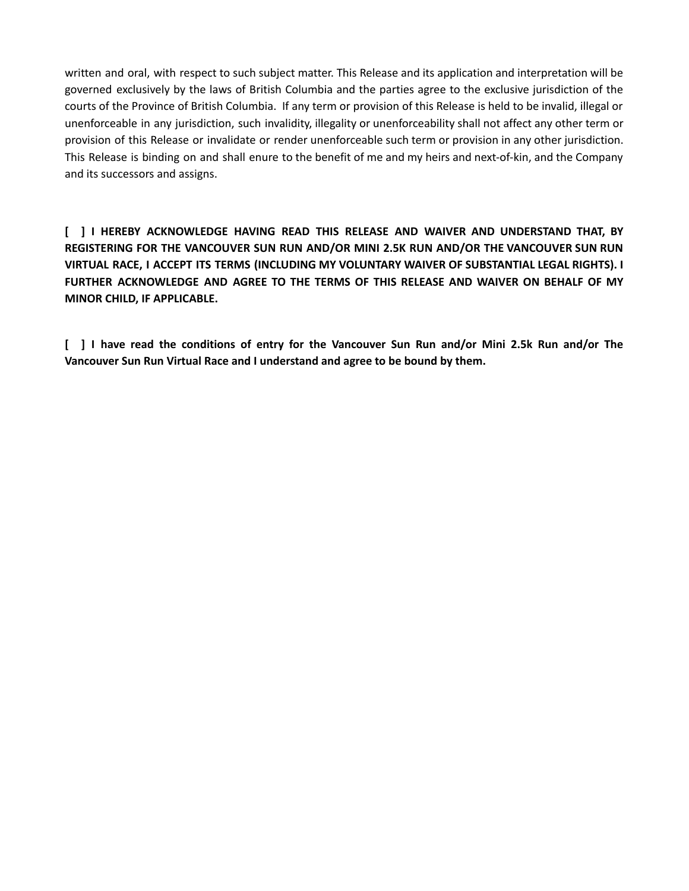written and oral, with respect to such subject matter. This Release and its application and interpretation will be governed exclusively by the laws of British Columbia and the parties agree to the exclusive jurisdiction of the courts of the Province of British Columbia. If any term or provision of this Release is held to be invalid, illegal or unenforceable in any jurisdiction, such invalidity, illegality or unenforceability shall not affect any other term or provision of this Release or invalidate or render unenforceable such term or provision in any other jurisdiction. This Release is binding on and shall enure to the benefit of me and my heirs and next-of-kin, and the Company and its successors and assigns.

**[ ] I HEREBY ACKNOWLEDGE HAVING READ THIS RELEASE AND WAIVER AND UNDERSTAND THAT, BY REGISTERING FOR THE VANCOUVER SUN RUN AND/OR MINI 2.5K RUN AND/OR THE VANCOUVER SUN RUN VIRTUAL RACE, I ACCEPT ITS TERMS (INCLUDING MY VOLUNTARY WAIVER OF SUBSTANTIAL LEGAL RIGHTS). I FURTHER ACKNOWLEDGE AND AGREE TO THE TERMS OF THIS RELEASE AND WAIVER ON BEHALF OF MY MINOR CHILD, IF APPLICABLE.**

**[ ] I have read the conditions of entry for the Vancouver Sun Run and/or Mini 2.5k Run and/or The Vancouver Sun Run Virtual Race and I understand and agree to be bound by them.**